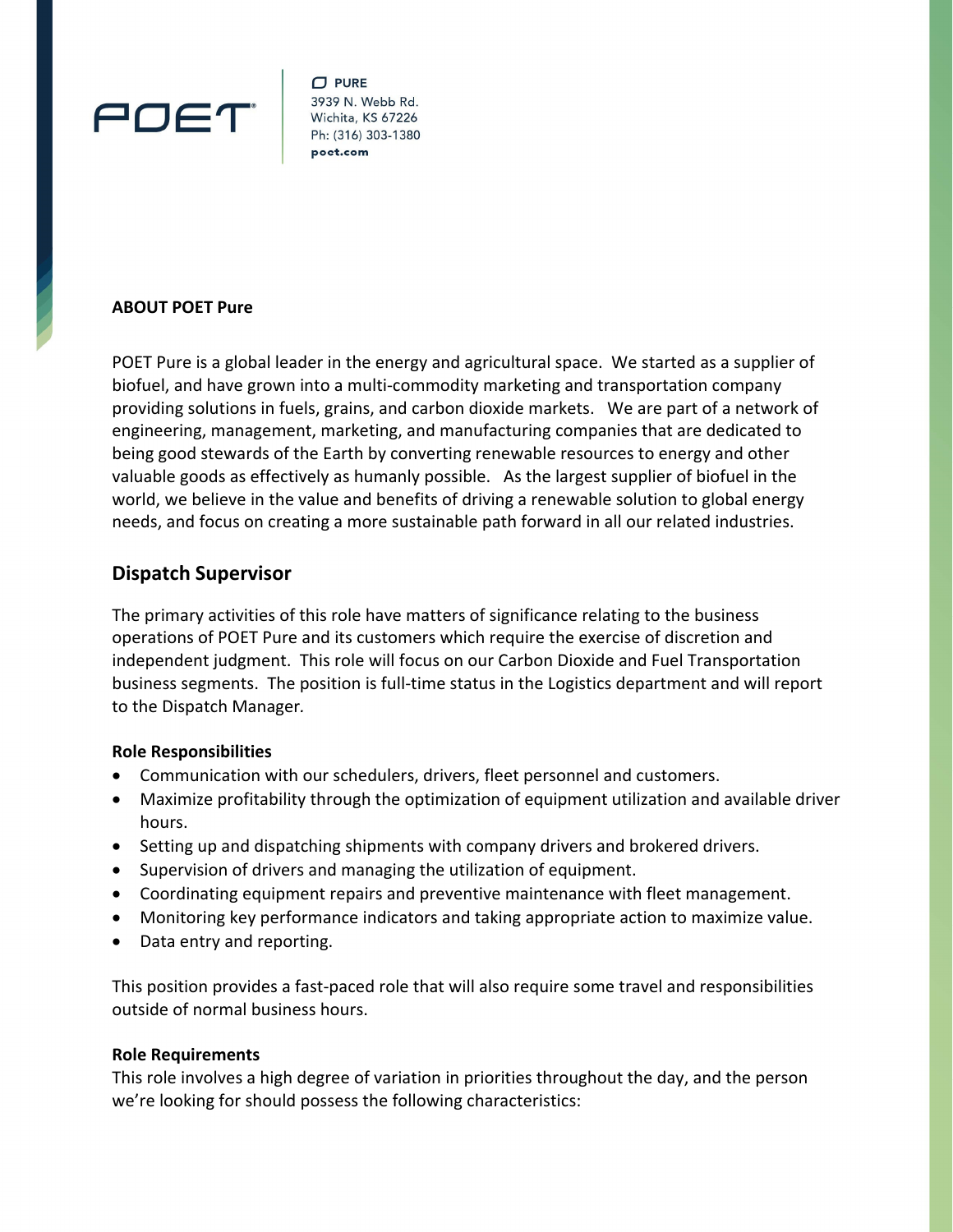POET

PURE
3939 N. Webb Rd.
Wichita, KS 67226
Ph: (316) 303-1380
poet.com

**ABOUT POET Pure**

POET Pure is a global leader in the energy and agricultural space. We started as a supplier of biofuel, and have grown into a multi-commodity marketing and transportation company providing solutions in fuels, grains, and carbon dioxide markets. We are part of a network of engineering, management, marketing, and manufacturing companies that are dedicated to being good stewards of the Earth by converting renewable resources to energy and other valuable goods as effectively as humanly possible. As the largest supplier of biofuel in the world, we believe in the value and benefits of driving a renewable solution to global energy needs, and focus on creating a more sustainable path forward in all our related industries.

## Dispatch Supervisor

The primary activities of this role have matters of significance relating to the business operations of POET Pure and its customers which require the exercise of discretion and independent judgment. This role will focus on our Carbon Dioxide and Fuel Transportation business segments. The position is full-time status in the Logistics department and will report to the Dispatch Manager*.*

**Role Responsibilities**

- Communication with our schedulers, drivers, fleet personnel and customers.
- Maximize profitability through the optimization of equipment utilization and available driver hours.
- Setting up and dispatching shipments with company drivers and brokered drivers.
- Supervision of drivers and managing the utilization of equipment.
- Coordinating equipment repairs and preventive maintenance with fleet management.
- Monitoring key performance indicators and taking appropriate action to maximize value.
- Data entry and reporting.

This position provides a fast-paced role that will also require some travel and responsibilities outside of normal business hours.

**Role Requirements**
This role involves a high degree of variation in priorities throughout the day, and the person we're looking for should possess the following characteristics: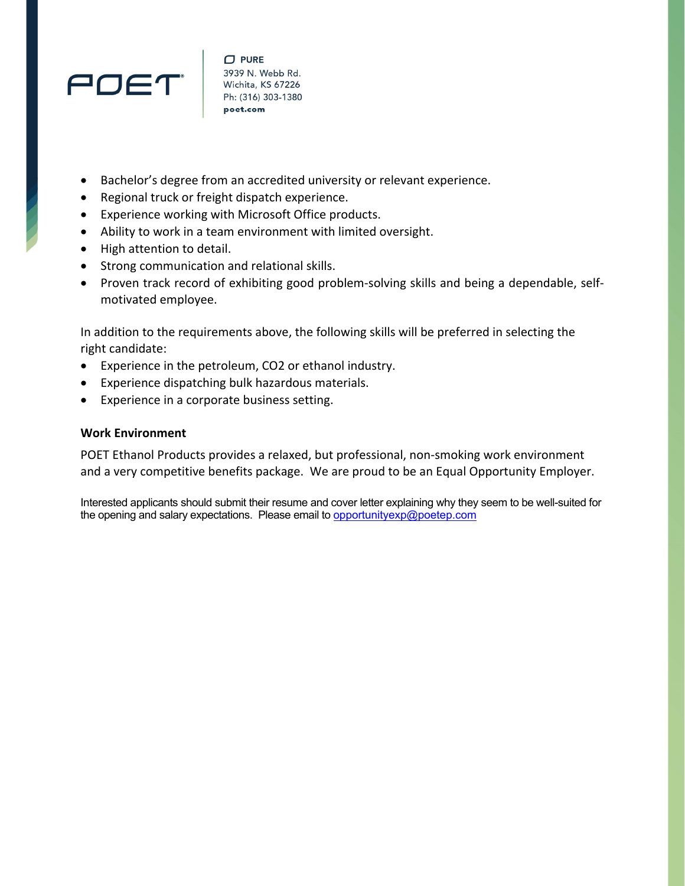- Bachelor's degree from an accredited university or relevant experience.
- Regional truck or freight dispatch experience.
- Experience working with Microsoft Office products.
- Ability to work in a team environment with limited oversight.
- High attention to detail.
- Strong communication and relational skills.
- Proven track record of exhibiting good problem-solving skills and being a dependable, self-motivated employee.

In addition to the requirements above, the following skills will be preferred in selecting the right candidate:

- Experience in the petroleum, CO2 or ethanol industry.
- Experience dispatching bulk hazardous materials.
- Experience in a corporate business setting.

**Work Environment**

POET Ethanol Products provides a relaxed, but professional, non-smoking work environment and a very competitive benefits package. We are proud to be an Equal Opportunity Employer.

Interested applicants should submit their resume and cover letter explaining why they seem to be well-suited for the opening and salary expectations. Please email to opportunityexp@poetep.com